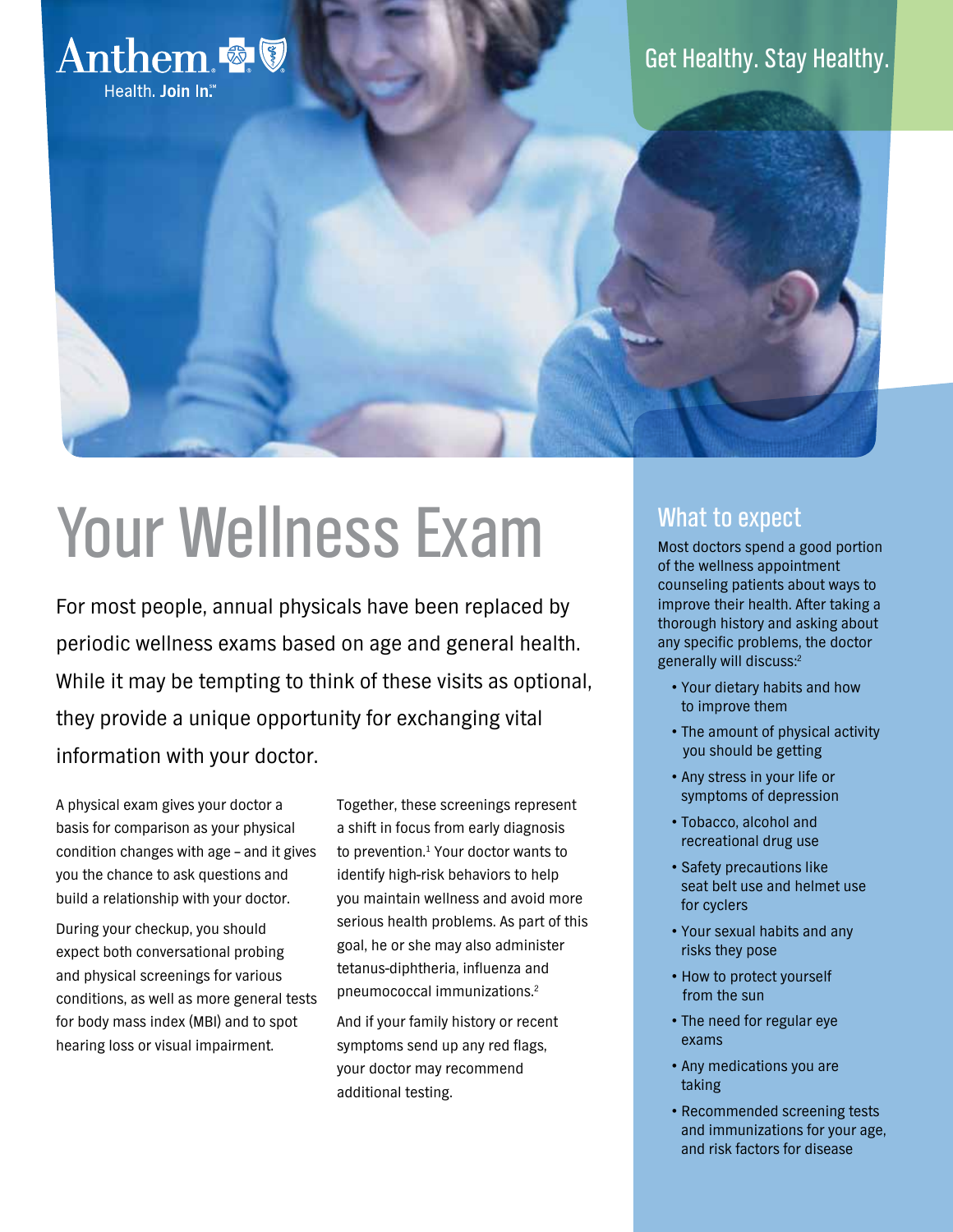Anthem
Health. Join In.℠

Get Healthy. Stay Healthy.

# Your Wellness Exam

For most people, annual physicals have been replaced by periodic wellness exams based on age and general health. While it may be tempting to think of these visits as optional, they provide a unique opportunity for exchanging vital information with your doctor.

A physical exam gives your doctor a basis for comparison as your physical condition changes with age – and it gives you the chance to ask questions and build a relationship with your doctor.

During your checkup, you should expect both conversational probing and physical screenings for various conditions, as well as more general tests for body mass index (MBI) and to spot hearing loss or visual impairment.

Together, these screenings represent a shift in focus from early diagnosis to prevention.[1] Your doctor wants to identify high-risk behaviors to help you maintain wellness and avoid more serious health problems. As part of this goal, he or she may also administer tetanus-diphtheria, influenza and pneumococcal immunizations.[2]

And if your family history or recent symptoms send up any red flags, your doctor may recommend additional testing.

## What to expect

Most doctors spend a good portion of the wellness appointment counseling patients about ways to improve their health. After taking a thorough history and asking about any specific problems, the doctor generally will discuss:[2]

- Your dietary habits and how to improve them
- The amount of physical activity you should be getting
- Any stress in your life or symptoms of depression
- Tobacco, alcohol and recreational drug use
- Safety precautions like seat belt use and helmet use for cyclers
- Your sexual habits and any risks they pose
- How to protect yourself from the sun
- The need for regular eye exams
- Any medications you are taking
- Recommended screening tests and immunizations for your age, and risk factors for disease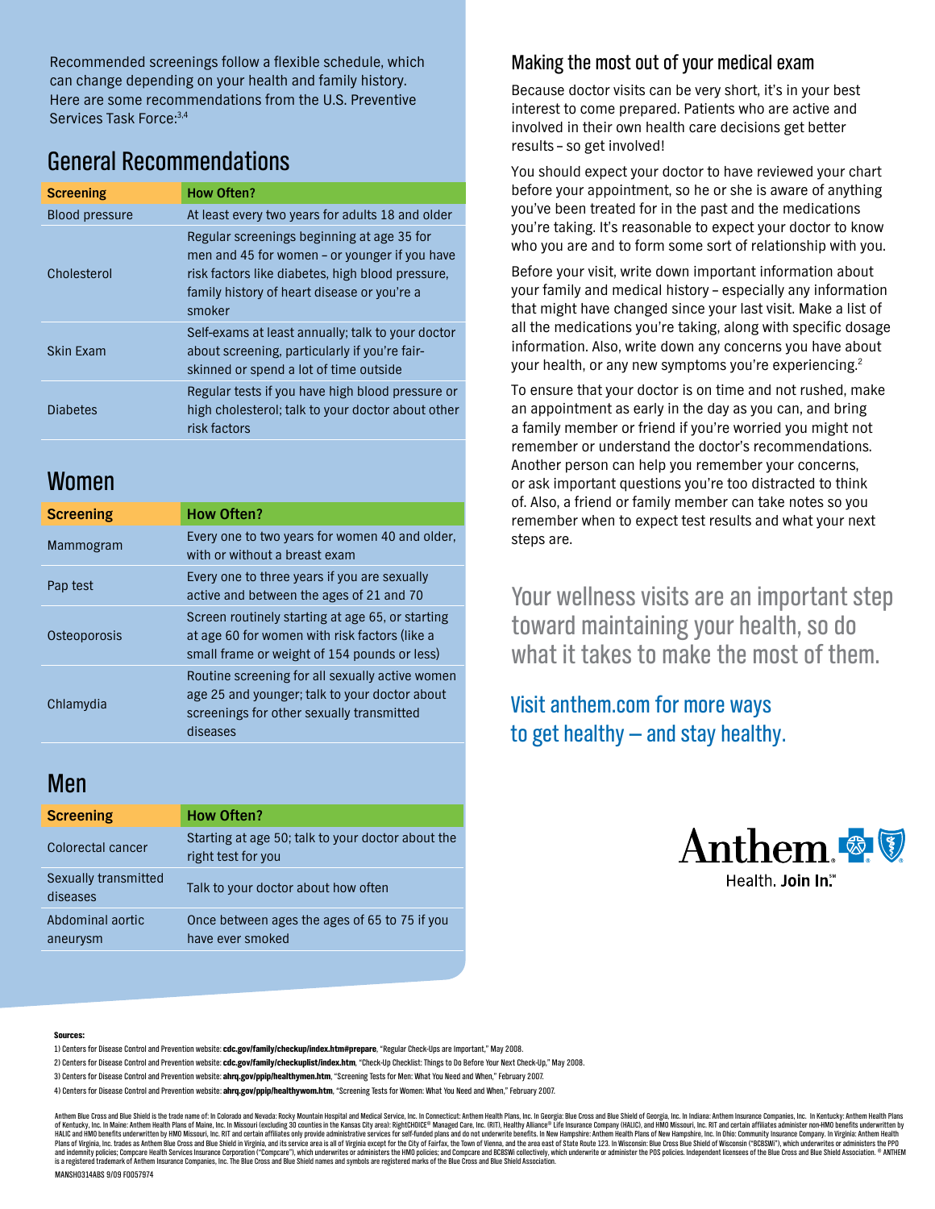Recommended screenings follow a flexible schedule, which can change depending on your health and family history. Here are some recommendations from the U.S. Preventive Services Task Force:[3,4]

## General Recommendations

| Screening | How Often? |
|---|---|
| Blood pressure | At least every two years for adults 18 and older |
| Cholesterol | Regular screenings beginning at age 35 for men and 45 for women – or younger if you have risk factors like diabetes, high blood pressure, family history of heart disease or you're a smoker |
| Skin Exam | Self-exams at least annually; talk to your doctor about screening, particularly if you're fair-skinned or spend a lot of time outside |
| Diabetes | Regular tests if you have high blood pressure or high cholesterol; talk to your doctor about other risk factors |

## Women

| Screening | How Often? |
|---|---|
| Mammogram | Every one to two years for women 40 and older, with or without a breast exam |
| Pap test | Every one to three years if you are sexually active and between the ages of 21 and 70 |
| Osteoporosis | Screen routinely starting at age 65, or starting at age 60 for women with risk factors (like a small frame or weight of 154 pounds or less) |
| Chlamydia | Routine screening for all sexually active women age 25 and younger; talk to your doctor about screenings for other sexually transmitted diseases |

## Men

| Screening | How Often? |
|---|---|
| Colorectal cancer | Starting at age 50; talk to your doctor about the right test for you |
| Sexually transmitted diseases | Talk to your doctor about how often |
| Abdominal aortic aneurysm | Once between ages the ages of 65 to 75 if you have ever smoked |

## Making the most out of your medical exam

Because doctor visits can be very short, it's in your best interest to come prepared. Patients who are active and involved in their own health care decisions get better results – so get involved!

You should expect your doctor to have reviewed your chart before your appointment, so he or she is aware of anything you've been treated for in the past and the medications you're taking. It's reasonable to expect your doctor to know who you are and to form some sort of relationship with you.

Before your visit, write down important information about your family and medical history – especially any information that might have changed since your last visit. Make a list of all the medications you're taking, along with specific dosage information. Also, write down any concerns you have about your health, or any new symptoms you're experiencing.[2]

To ensure that your doctor is on time and not rushed, make an appointment as early in the day as you can, and bring a family member or friend if you're worried you might not remember or understand the doctor's recommendations. Another person can help you remember your concerns, or ask important questions you're too distracted to think of. Also, a friend or family member can take notes so you remember when to expect test results and what your next steps are.

Your wellness visits are an important step toward maintaining your health, so do what it takes to make the most of them.

Visit anthem.com for more ways to get healthy – and stay healthy.

Anthem. Health. Join In.℠

**Sources:**

1) Centers for Disease Control and Prevention website: **cdc.gov/family/checkup/index.htm#prepare**, "Regular Check-Ups are Important," May 2008.

2) Centers for Disease Control and Prevention website: **cdc.gov/family/checkuplist/index.htm**, "Check-Up Checklist: Things to Do Before Your Next Check-Up," May 2008.

3) Centers for Disease Control and Prevention website: **ahrq.gov/ppip/healthymen.htm**, "Screening Tests for Men: What You Need and When," February 2007.

4) Centers for Disease Control and Prevention website: **ahrq.gov/ppip/healthywom.htm**, "Screening Tests for Women: What You Need and When," February 2007.

Anthem Blue Cross and Blue Shield is the trade name of: In Colorado and Nevada: Rocky Mountain Hospital and Medical Service, Inc. In Connecticut: Anthem Health Plans, Inc. In Georgia: Blue Cross and Blue Shield of Georgia, Inc. In Indiana: Anthem Insurance Companies, Inc. In Kentucky: Anthem Health Plans of Kentucky, Inc. In Maine: Anthem Health Plans of Maine, Inc. In Missouri (excluding 30 counties in the Kansas City area): RightCHOICE® Managed Care, Inc. (RIT), Healthy Alliance® Life Insurance Company (HALIC), and HMO Missouri, Inc. RIT and certain affiliates administer non-HMO benefits underwritten by HALIC and HMO benefits underwritten by HMO Missouri, Inc. RIT and certain affiliates only provide administrative services for self-funded plans and do not underwrite benefits. In New Hampshire: Anthem Health Plans of New Hampshire, Inc. In Ohio: Community Insurance Company. In Virginia: Anthem Health Plans of Virginia, Inc. trades as Anthem Blue Cross and Blue Shield in Virginia, and its service area is all of Virginia except for the City of Fairfax, the Town of Vienna, and the area east of State Route 123. In Wisconsin: Blue Cross Blue Shield of Wisconsin ("BCBSWi"), which underwrites or administers the PPO and indemnity policies; Compcare Health Services Insurance Corporation ("Compcare"), which underwrites or administers the HMO policies; and Compcare and BCBSWi collectively, which underwrite or administer the POS policies. Independent licensees of the Blue Cross and Blue Shield Association. ® ANTHEM is a registered trademark of Anthem Insurance Companies, Inc. The Blue Cross and Blue Shield names and symbols are registered marks of the Blue Cross and Blue Shield Association.

MANSH0314ABS 9/09 F0057974